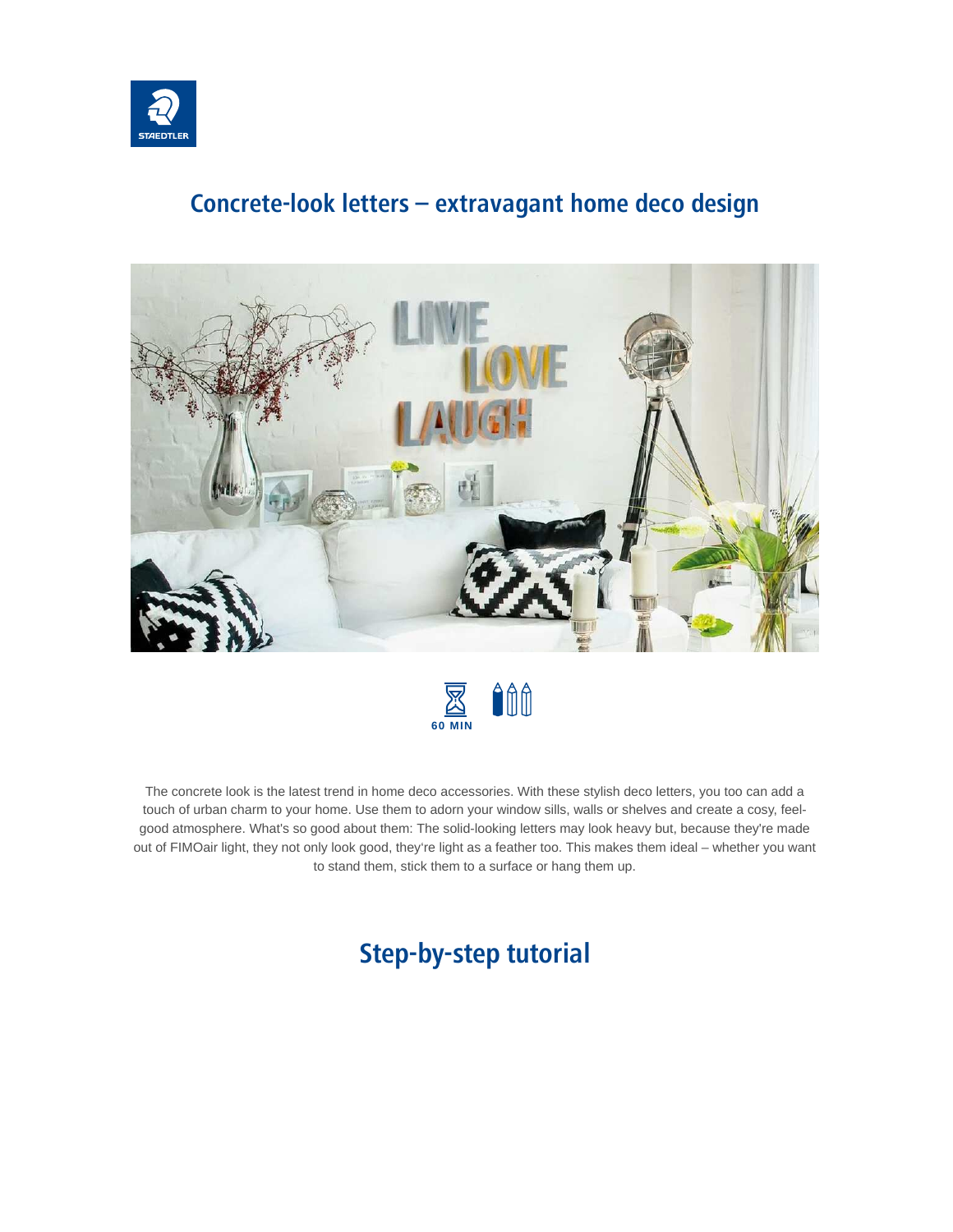# Concrete-look letters – extravagant home deco design

60 MIN

The concrete look is the latest trend in home deco accessories. With these stylish deco letters, you too can add a touch of urban charm to your home. Use them to adorn your window sills, walls or shelves and create a cosy, feel-good atmosphere. What's so good about them: The solid-looking letters may look heavy but, because they're made out of FIMOair light, they not only look good, they're light as a feather too. This makes them ideal – whether you want to stand them, stick them to a surface or hang them up.

## Step-by-step tutorial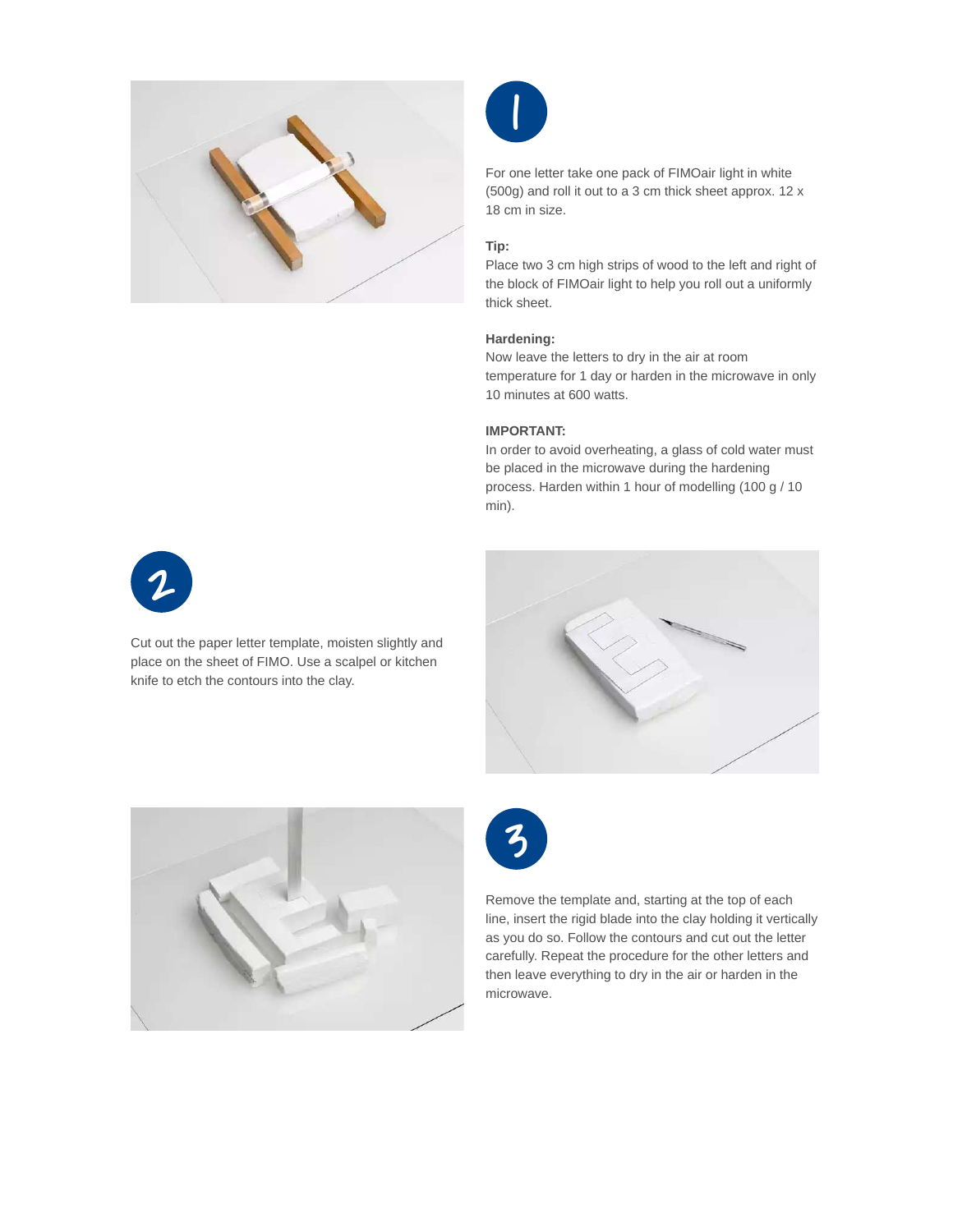1

For one letter take one pack of FIMOair light in white (500g) and roll it out to a 3 cm thick sheet approx. 12 x 18 cm in size.

**Tip:**
Place two 3 cm high strips of wood to the left and right of the block of FIMOair light to help you roll out a uniformly thick sheet.

**Hardening:**
Now leave the letters to dry in the air at room temperature for 1 day or harden in the microwave in only 10 minutes at 600 watts.

**IMPORTANT:**
In order to avoid overheating, a glass of cold water must be placed in the microwave during the hardening process. Harden within 1 hour of modelling (100 g / 10 min).

2

Cut out the paper letter template, moisten slightly and place on the sheet of FIMO. Use a scalpel or kitchen knife to etch the contours into the clay.

3

Remove the template and, starting at the top of each line, insert the rigid blade into the clay holding it vertically as you do so. Follow the contours and cut out the letter carefully. Repeat the procedure for the other letters and then leave everything to dry in the air or harden in the microwave.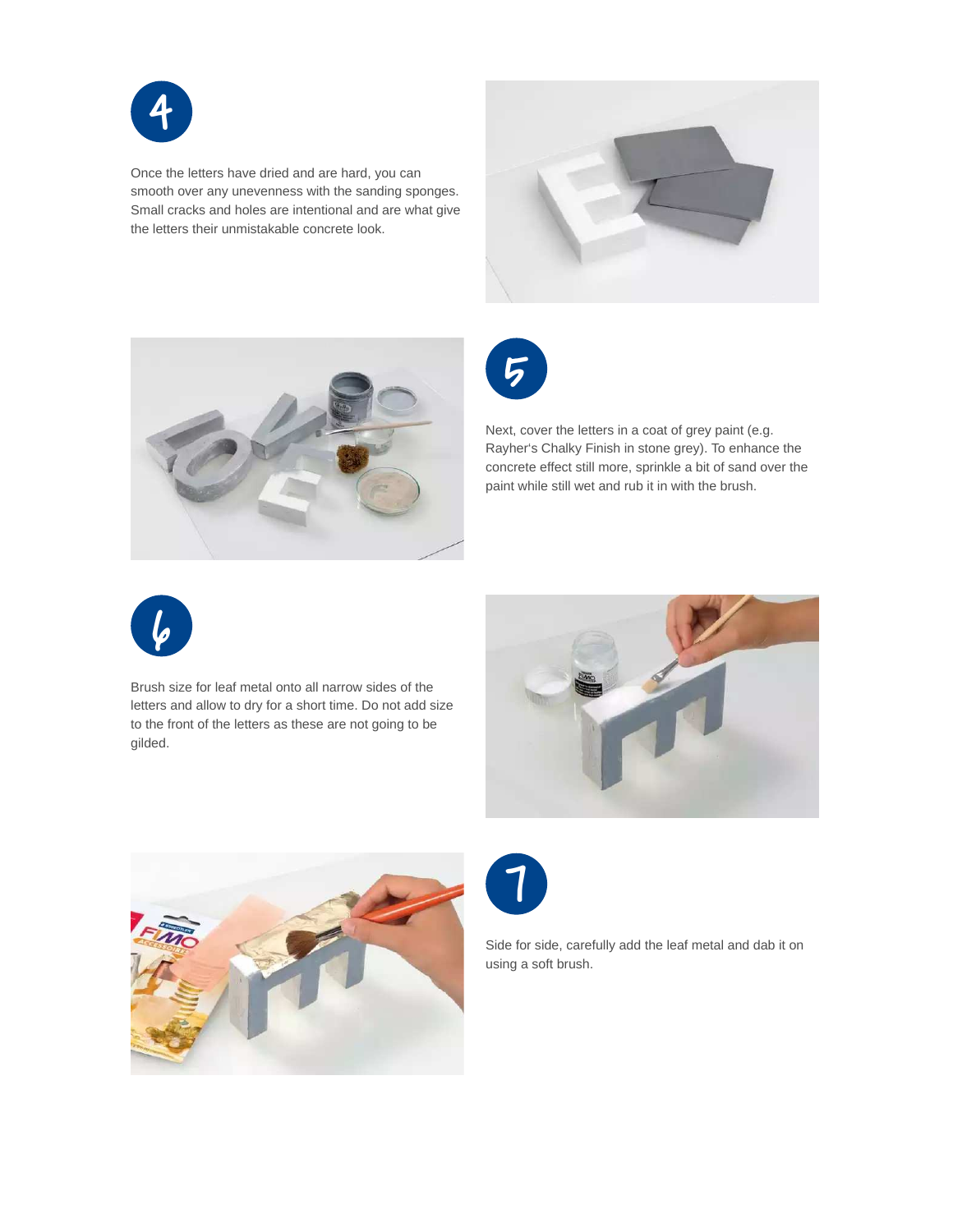4

Once the letters have dried and are hard, you can smooth over any unevenness with the sanding sponges. Small cracks and holes are intentional and are what give the letters their unmistakable concrete look.

5

Next, cover the letters in a coat of grey paint (e.g. Rayher's Chalky Finish in stone grey). To enhance the concrete effect still more, sprinkle a bit of sand over the paint while still wet and rub it in with the brush.

6

Brush size for leaf metal onto all narrow sides of the letters and allow to dry for a short time. Do not add size to the front of the letters as these are not going to be gilded.

7

Side for side, carefully add the leaf metal and dab it on using a soft brush.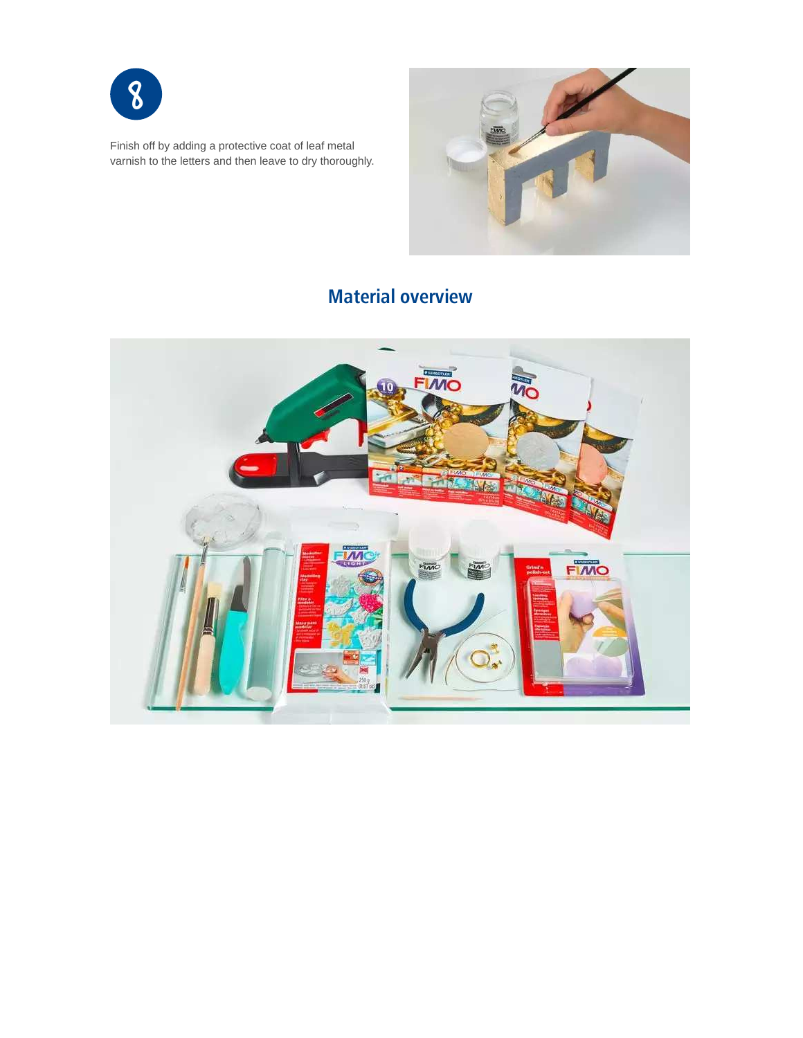8

Finish off by adding a protective coat of leaf metal varnish to the letters and then leave to dry thoroughly.

## Material overview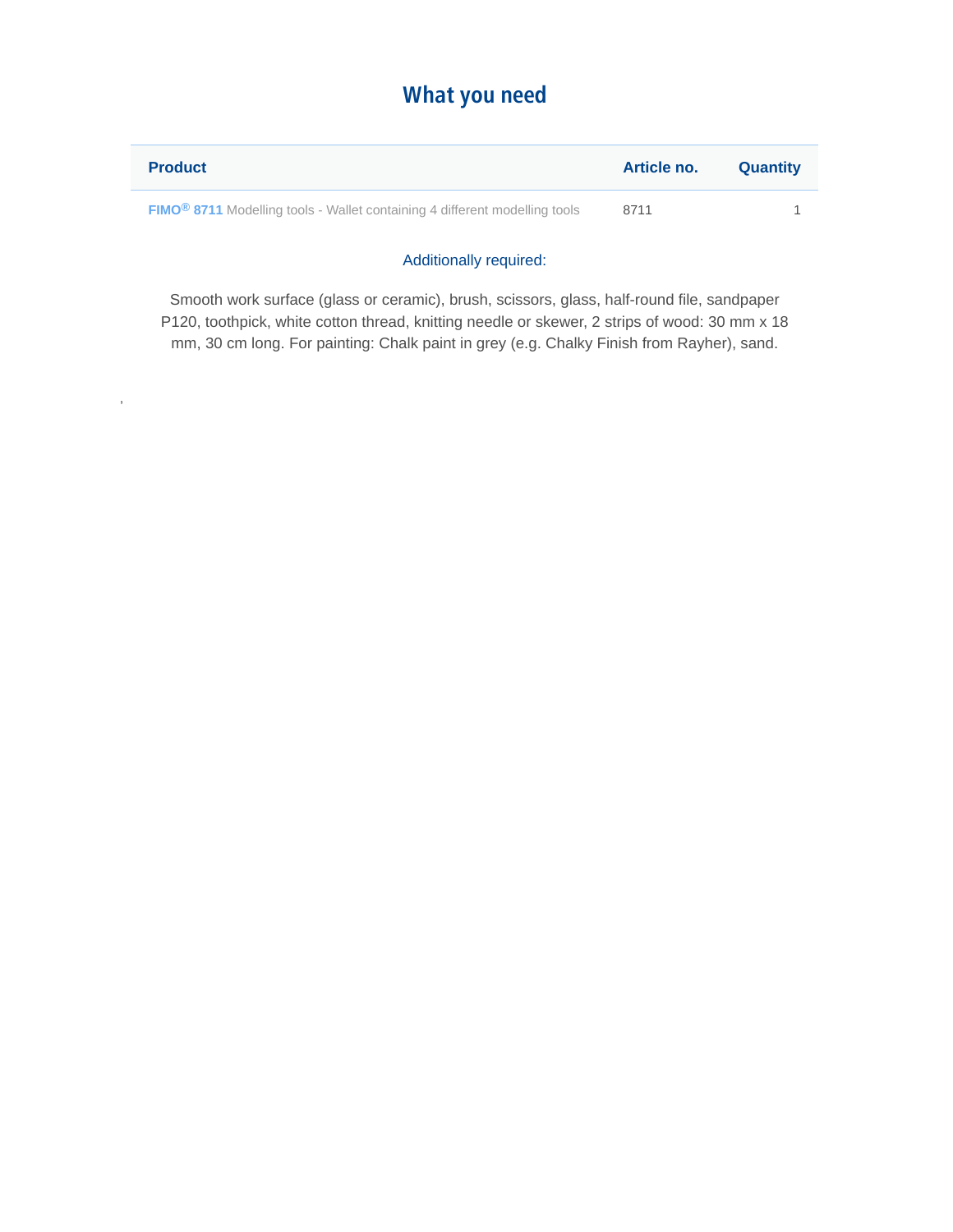## What you need

| Product | Article no. | Quantity |
|---|---|---|
| **FIMO® 8711** Modelling tools - Wallet containing 4 different modelling tools | 8711 | 1 |

Additionally required:

Smooth work surface (glass or ceramic), brush, scissors, glass, half-round file, sandpaper P120, toothpick, white cotton thread, knitting needle or skewer, 2 strips of wood: 30 mm x 18 mm, 30 cm long. For painting: Chalk paint in grey (e.g. Chalky Finish from Rayher), sand.

,